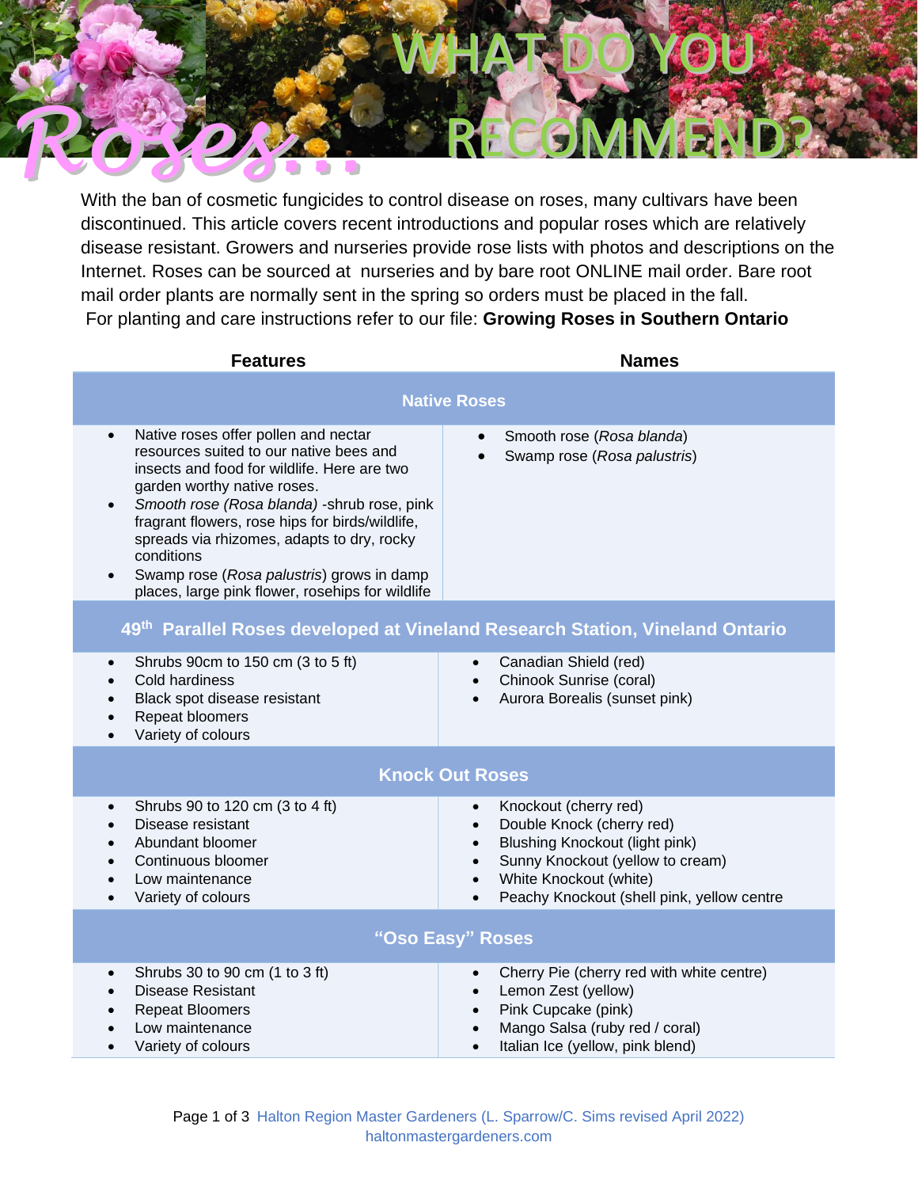# Roses... WHAT DO YOU RECOMMEND?

With the ban of cosmetic fungicides to control disease on roses, many cultivars have been discontinued. This article covers recent introductions and popular roses which are relatively disease resistant. Growers and nurseries provide rose lists with photos and descriptions on the Internet. Roses can be sourced at nurseries and by bare root ONLINE mail order. Bare root mail order plants are normally sent in the spring so orders must be placed in the fall.

For planting and care instructions refer to our file: **Growing Roses in Southern Ontario**

| Features | Names |
|---|---|
| **Native Roses** | |
| • Native roses offer pollen and nectar resources suited to our native bees and insects and food for wildlife. Here are two garden worthy native roses.<br>• *Smooth rose (Rosa blanda)* -shrub rose, pink fragrant flowers, rose hips for birds/wildlife, spreads via rhizomes, adapts to dry, rocky conditions<br>• Swamp rose (*Rosa palustris*) grows in damp places, large pink flower, rosehips for wildlife | • Smooth rose (*Rosa blanda*)<br>• Swamp rose (*Rosa palustris*) |
| **49th Parallel Roses developed at Vineland Research Station, Vineland Ontario** | |
| • Shrubs 90cm to 150 cm (3 to 5 ft)<br>• Cold hardiness<br>• Black spot disease resistant<br>• Repeat bloomers<br>• Variety of colours | • Canadian Shield (red)<br>• Chinook Sunrise (coral)<br>• Aurora Borealis (sunset pink) |
| **Knock Out Roses** | |
| • Shrubs 90 to 120 cm (3 to 4 ft)<br>• Disease resistant<br>• Abundant bloomer<br>• Continuous bloomer<br>• Low maintenance<br>• Variety of colours | • Knockout (cherry red)<br>• Double Knock (cherry red)<br>• Blushing Knockout (light pink)<br>• Sunny Knockout (yellow to cream)<br>• White Knockout (white)<br>• Peachy Knockout (shell pink, yellow centre |
| **"Oso Easy" Roses** | |
| • Shrubs 30 to 90 cm (1 to 3 ft)<br>• Disease Resistant<br>• Repeat Bloomers<br>• Low maintenance<br>• Variety of colours | • Cherry Pie (cherry red with white centre)<br>• Lemon Zest (yellow)<br>• Pink Cupcake (pink)<br>• Mango Salsa (ruby red / coral)<br>• Italian Ice (yellow, pink blend) |

Halton Region Master Gardeners (L. Sparrow/C. Sims revised April 2022)
haltonmastergardeners.com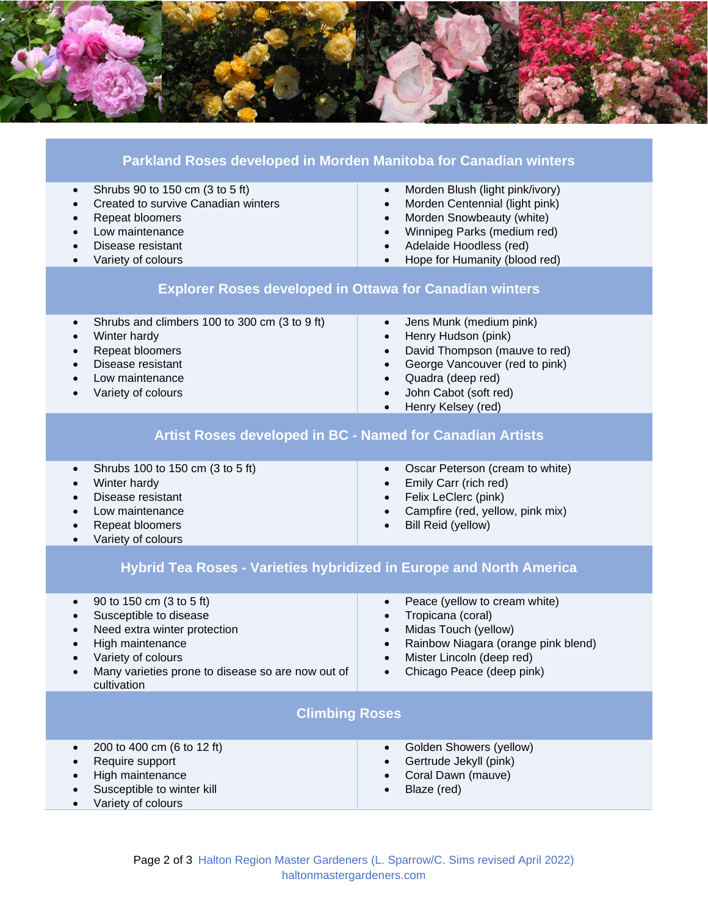## Parkland Roses developed in Morden Manitoba for Canadian winters

- Shrubs 90 to 150 cm (3 to 5 ft)
- Created to survive Canadian winters
- Repeat bloomers
- Low maintenance
- Disease resistant
- Variety of colours

- Morden Blush (light pink/ivory)
- Morden Centennial (light pink)
- Morden Snowbeauty (white)
- Winnipeg Parks (medium red)
- Adelaide Hoodless (red)
- Hope for Humanity (blood red)

## Explorer Roses developed in Ottawa for Canadian winters

- Shrubs and climbers 100 to 300 cm (3 to 9 ft)
- Winter hardy
- Repeat bloomers
- Disease resistant
- Low maintenance
- Variety of colours

- Jens Munk (medium pink)
- Henry Hudson (pink)
- David Thompson (mauve to red)
- George Vancouver (red to pink)
- Quadra (deep red)
- John Cabot (soft red)
- Henry Kelsey (red)

## Artist Roses developed in BC - Named for Canadian Artists

- Shrubs 100 to 150 cm (3 to 5 ft)
- Winter hardy
- Disease resistant
- Low maintenance
- Repeat bloomers
- Variety of colours

- Oscar Peterson (cream to white)
- Emily Carr (rich red)
- Felix LeClerc (pink)
- Campfire (red, yellow, pink mix)
- Bill Reid (yellow)

## Hybrid Tea Roses - Varieties hybridized in Europe and North America

- 90 to 150 cm (3 to 5 ft)
- Susceptible to disease
- Need extra winter protection
- High maintenance
- Variety of colours
- Many varieties prone to disease so are now out of cultivation

- Peace (yellow to cream white)
- Tropicana (coral)
- Midas Touch (yellow)
- Rainbow Niagara (orange pink blend)
- Mister Lincoln (deep red)
- Chicago Peace (deep pink)

## Climbing Roses

- 200 to 400 cm (6 to 12 ft)
- Require support
- High maintenance
- Susceptible to winter kill
- Variety of colours

- Golden Showers (yellow)
- Gertrude Jekyll (pink)
- Coral Dawn (mauve)
- Blaze (red)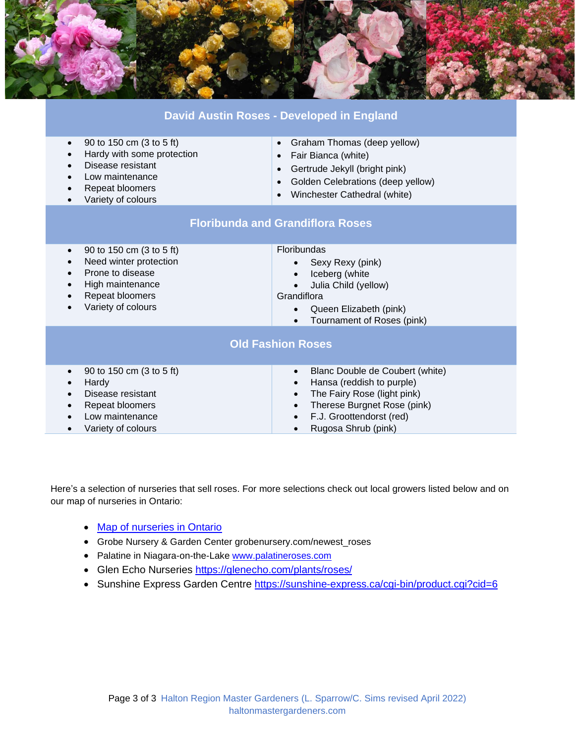| David Austin Roses - Developed in England | |
|---|---|
| • 90 to 150 cm (3 to 5 ft)<br>• Hardy with some protection<br>• Disease resistant<br>• Low maintenance<br>• Repeat bloomers<br>• Variety of colours | • Graham Thomas (deep yellow)<br>• Fair Bianca (white)<br>• Gertrude Jekyll (bright pink)<br>• Golden Celebrations (deep yellow)<br>• Winchester Cathedral (white) |
| **Floribunda and Grandiflora Roses** | |
| • 90 to 150 cm (3 to 5 ft)<br>• Need winter protection<br>• Prone to disease<br>• High maintenance<br>• Repeat bloomers<br>• Variety of colours | Floribundas<br>• Sexy Rexy (pink)<br>• Iceberg (white<br>• Julia Child (yellow)<br>Grandiflora<br>• Queen Elizabeth (pink)<br>• Tournament of Roses (pink) |
| **Old Fashion Roses** | |
| • 90 to 150 cm (3 to 5 ft)<br>• Hardy<br>• Disease resistant<br>• Repeat bloomers<br>• Low maintenance<br>• Variety of colours | • Blanc Double de Coubert (white)<br>• Hansa (reddish to purple)<br>• The Fairy Rose (light pink)<br>• Therese Burgnet Rose (pink)<br>• F.J. Groottendorst (red)<br>• Rugosa Shrub (pink) |

Here's a selection of nurseries that sell roses. For more selections check out local growers listed below and on our map of nurseries in Ontario:

- Map of nurseries in Ontario
- Grobe Nursery & Garden Center grobenursery.com/newest_roses
- Palatine in Niagara-on-the-Lake www.palatineroses.com
- Glen Echo Nurseries https://glenecho.com/plants/roses/
- Sunshine Express Garden Centre https://sunshine-express.ca/cgi-bin/product.cgi?cid=6

Halton Region Master Gardeners (L. Sparrow/C. Sims revised April 2022)
haltonmastergardeners.com